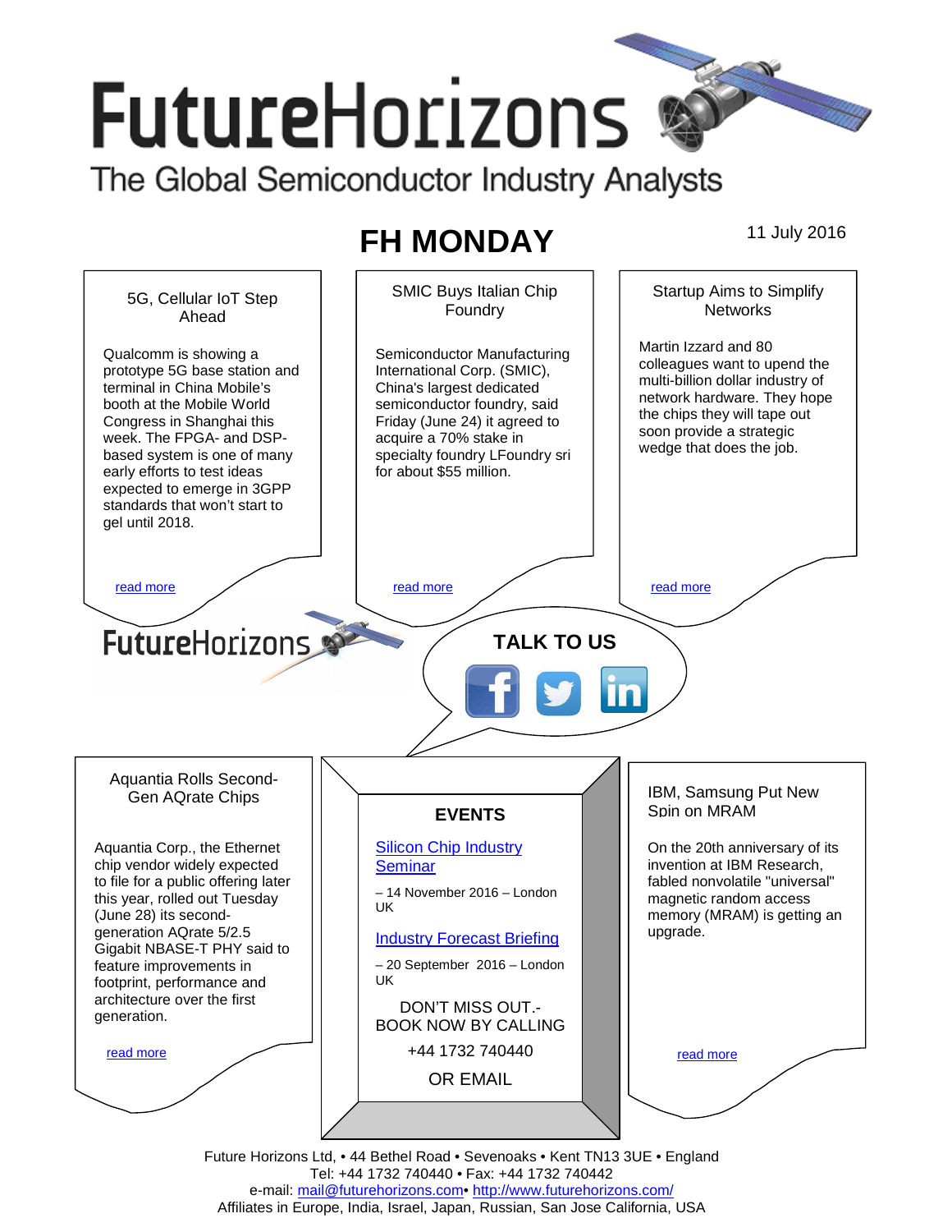# FutureHorizons

The Global Semiconductor Industry Analysts

## FH MONDAY

11 July 2016

### 5G, Cellular IoT Step Ahead

Qualcomm is showing a prototype 5G base station and terminal in China Mobile's booth at the Mobile World Congress in Shanghai this week. The FPGA- and DSP-based system is one of many early efforts to test ideas expected to emerge in 3GPP standards that won't start to gel until 2018.

read more

### SMIC Buys Italian Chip Foundry

Semiconductor Manufacturing International Corp. (SMIC), China's largest dedicated semiconductor foundry, said Friday (June 24) it agreed to acquire a 70% stake in specialty foundry LFoundry sri for about $55 million.

read more

### Startup Aims to Simplify Networks

Martin Izzard and 80 colleagues want to upend the multi-billion dollar industry of network hardware. They hope the chips they will tape out soon provide a strategic wedge that does the job.

read more

FutureHorizons

**TALK TO US**

### Aquantia Rolls Second-Gen AQrate Chips

Aquantia Corp., the Ethernet chip vendor widely expected to file for a public offering later this year, rolled out Tuesday (June 28) its second-generation AQrate 5/2.5 Gigabit NBASE-T PHY said to feature improvements in footprint, performance and architecture over the first generation.

read more

### EVENTS

Silicon Chip Industry Seminar

– 14 November 2016 – London UK

Industry Forecast Briefing

– 20 September 2016 – London UK

DON'T MISS OUT.- BOOK NOW BY CALLING

+44 1732 740440

OR EMAIL

### IBM, Samsung Put New Spin on MRAM

On the 20th anniversary of its invention at IBM Research, fabled nonvolatile "universal" magnetic random access memory (MRAM) is getting an upgrade.

read more

Future Horizons Ltd, • 44 Bethel Road • Sevenoaks • Kent TN13 3UE • England
Tel: +44 1732 740440 • Fax: +44 1732 740442
e-mail: mail@futurehorizons.com• http://www.futurehorizons.com/
Affiliates in Europe, India, Israel, Japan, Russian, San Jose California, USA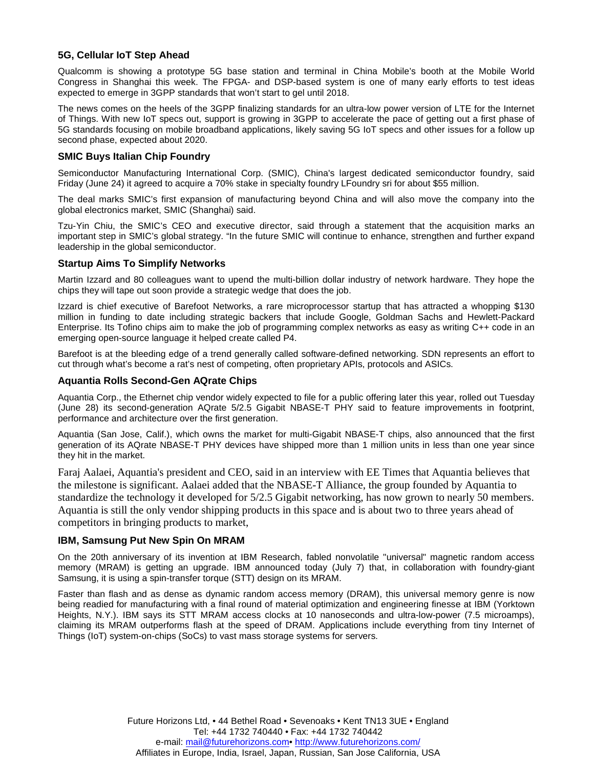### 5G, Cellular IoT Step Ahead

Qualcomm is showing a prototype 5G base station and terminal in China Mobile's booth at the Mobile World Congress in Shanghai this week. The FPGA- and DSP-based system is one of many early efforts to test ideas expected to emerge in 3GPP standards that won't start to gel until 2018.

The news comes on the heels of the 3GPP finalizing standards for an ultra-low power version of LTE for the Internet of Things. With new IoT specs out, support is growing in 3GPP to accelerate the pace of getting out a first phase of 5G standards focusing on mobile broadband applications, likely saving 5G IoT specs and other issues for a follow up second phase, expected about 2020.

### SMIC Buys Italian Chip Foundry

Semiconductor Manufacturing International Corp. (SMIC), China's largest dedicated semiconductor foundry, said Friday (June 24) it agreed to acquire a 70% stake in specialty foundry LFoundry sri for about $55 million.

The deal marks SMIC's first expansion of manufacturing beyond China and will also move the company into the global electronics market, SMIC (Shanghai) said.

Tzu-Yin Chiu, the SMIC's CEO and executive director, said through a statement that the acquisition marks an important step in SMIC's global strategy. "In the future SMIC will continue to enhance, strengthen and further expand leadership in the global semiconductor.

### Startup Aims To Simplify Networks

Martin Izzard and 80 colleagues want to upend the multi-billion dollar industry of network hardware. They hope the chips they will tape out soon provide a strategic wedge that does the job.

Izzard is chief executive of Barefoot Networks, a rare microprocessor startup that has attracted a whopping $130 million in funding to date including strategic backers that include Google, Goldman Sachs and Hewlett-Packard Enterprise. Its Tofino chips aim to make the job of programming complex networks as easy as writing C++ code in an emerging open-source language it helped create called P4.

Barefoot is at the bleeding edge of a trend generally called software-defined networking. SDN represents an effort to cut through what's become a rat's nest of competing, often proprietary APIs, protocols and ASICs.

### Aquantia Rolls Second-Gen AQrate Chips

Aquantia Corp., the Ethernet chip vendor widely expected to file for a public offering later this year, rolled out Tuesday (June 28) its second-generation AQrate 5/2.5 Gigabit NBASE-T PHY said to feature improvements in footprint, performance and architecture over the first generation.

Aquantia (San Jose, Calif.), which owns the market for multi-Gigabit NBASE-T chips, also announced that the first generation of its AQrate NBASE-T PHY devices have shipped more than 1 million units in less than one year since they hit in the market.

Faraj Aalaei, Aquantia's president and CEO, said in an interview with EE Times that Aquantia believes that the milestone is significant. Aalaei added that the NBASE-T Alliance, the group founded by Aquantia to standardize the technology it developed for 5/2.5 Gigabit networking, has now grown to nearly 50 members. Aquantia is still the only vendor shipping products in this space and is about two to three years ahead of competitors in bringing products to market,

### IBM, Samsung Put New Spin On MRAM

On the 20th anniversary of its invention at IBM Research, fabled nonvolatile "universal" magnetic random access memory (MRAM) is getting an upgrade. IBM announced today (July 7) that, in collaboration with foundry-giant Samsung, it is using a spin-transfer torque (STT) design on its MRAM.

Faster than flash and as dense as dynamic random access memory (DRAM), this universal memory genre is now being readied for manufacturing with a final round of material optimization and engineering finesse at IBM (Yorktown Heights, N.Y.). IBM says its STT MRAM access clocks at 10 nanoseconds and ultra-low-power (7.5 microamps), claiming its MRAM outperforms flash at the speed of DRAM. Applications include everything from tiny Internet of Things (IoT) system-on-chips (SoCs) to vast mass storage systems for servers.

Future Horizons Ltd, • 44 Bethel Road • Sevenoaks • Kent TN13 3UE • England
Tel: +44 1732 740440 • Fax: +44 1732 740442
e-mail: mail@futurehorizons.com• http://www.futurehorizons.com/
Affiliates in Europe, India, Israel, Japan, Russian, San Jose California, USA